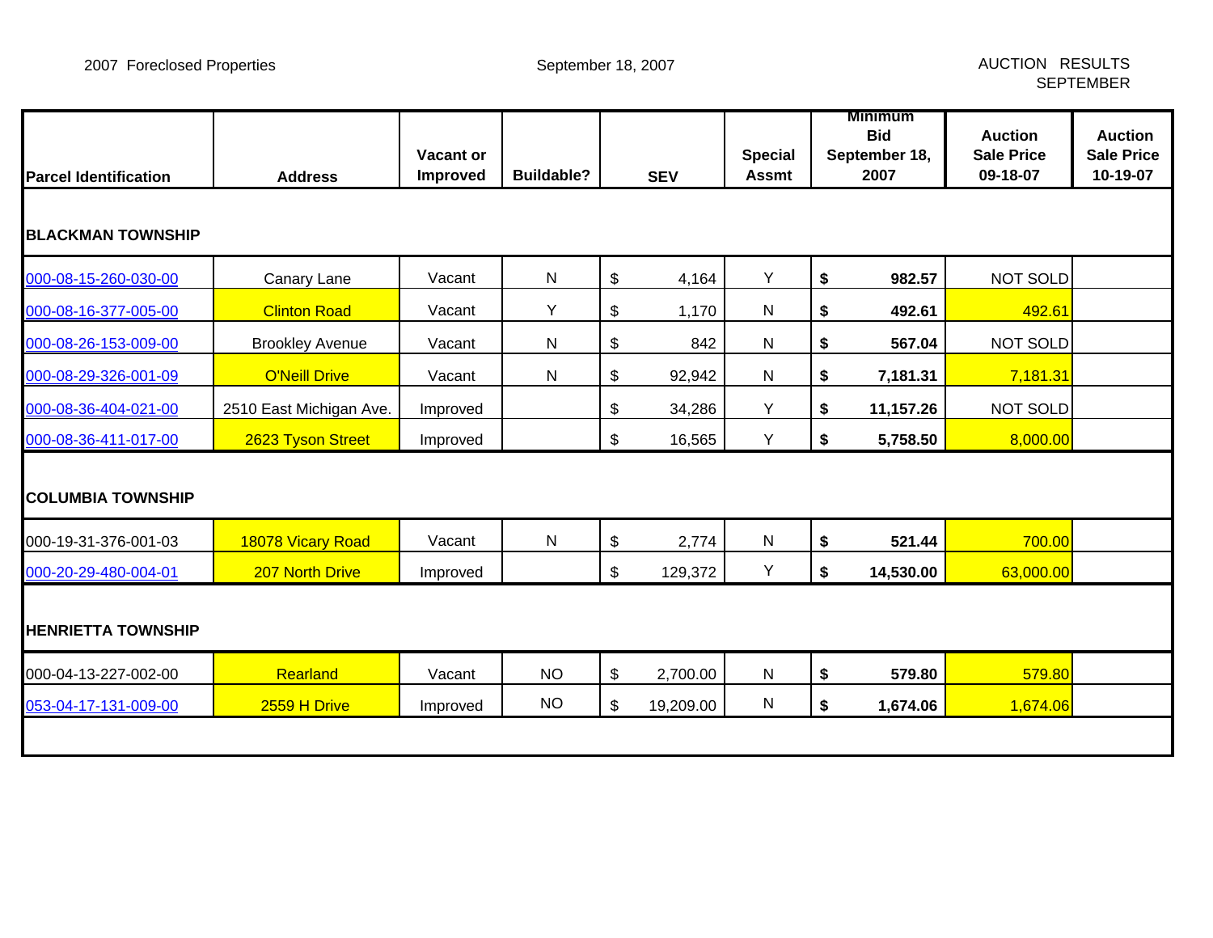2007 Foreclosed Properties

September 18, 2007

AUCTION RESULTS SEPTEMBER

| Parcel Identification | Address | Vacant or Improved | Buildable? | SEV | Special Assmt | Minimum Bid September 18, 2007 | Auction Sale Price 09-18-07 | Auction Sale Price 10-19-07 |
|---|---|---|---|---|---|---|---|---|
| **BLACKMAN TOWNSHIP** | | | | | | | | |
| 000-08-15-260-030-00 | Canary Lane | Vacant | N | $ 4,164 | Y | **$ 982.57** | NOT SOLD | |
| 000-08-16-377-005-00 | Clinton Road | Vacant | Y | $ 1,170 | N | **$ 492.61** | 492.61 | |
| 000-08-26-153-009-00 | Brookley Avenue | Vacant | N | $ 842 | N | **$ 567.04** | NOT SOLD | |
| 000-08-29-326-001-09 | O'Neill Drive | Vacant | N | $ 92,942 | N | **$ 7,181.31** | 7,181.31 | |
| 000-08-36-404-021-00 | 2510 East Michigan Ave. | Improved | | $ 34,286 | Y | **$ 11,157.26** | NOT SOLD | |
| 000-08-36-411-017-00 | 2623 Tyson Street | Improved | | $ 16,565 | Y | **$ 5,758.50** | 8,000.00 | |
| **COLUMBIA TOWNSHIP** | | | | | | | | |
| 000-19-31-376-001-03 | 18078 Vicary Road | Vacant | N | $ 2,774 | N | **$ 521.44** | 700.00 | |
| 000-20-29-480-004-01 | 207 North Drive | Improved | | $ 129,372 | Y | **$ 14,530.00** | 63,000.00 | |
| **HENRIETTA TOWNSHIP** | | | | | | | | |
| 000-04-13-227-002-00 | Rearland | Vacant | NO | $ 2,700.00 | N | **$ 579.80** | 579.80 | |
| 053-04-17-131-009-00 | 2559 H Drive | Improved | NO | $ 19,209.00 | N | **$ 1,674.06** | 1,674.06 | |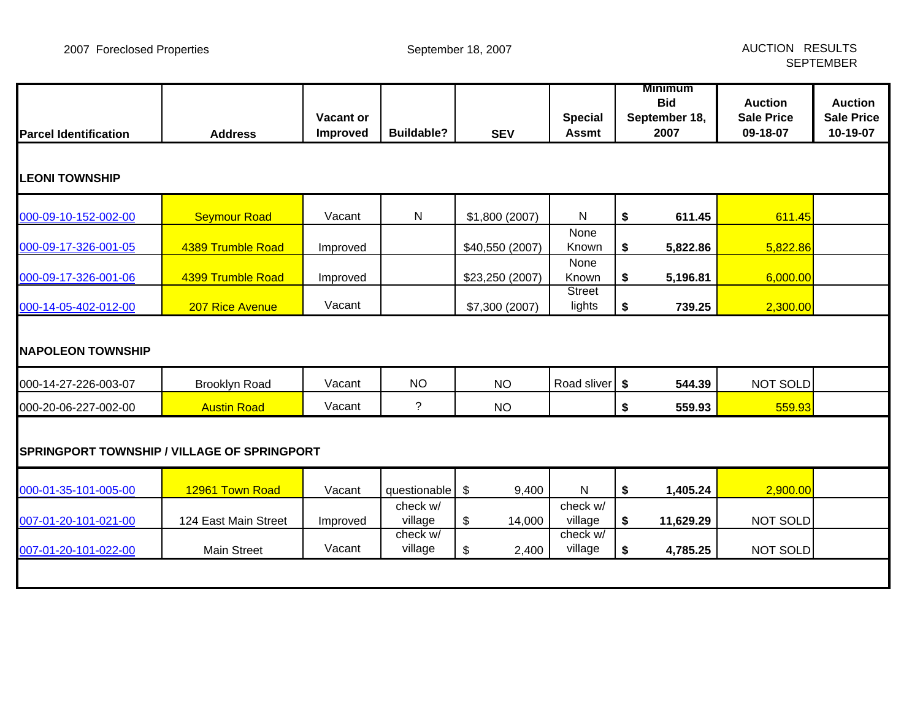2007 Foreclosed Properties — September 18, 2007 — AUCTION RESULTS SEPTEMBER

| Parcel Identification | Address | Vacant or Improved | Buildable? | SEV | Special Assmt | Minimum Bid September 18, 2007 | Auction Sale Price 09-18-07 | Auction Sale Price 10-19-07 |
|---|---|---|---|---|---|---|---|---|
| **LEONI TOWNSHIP** | | | | | | | | |
| 000-09-10-152-002-00 | Seymour Road | Vacant | N | $1,800 (2007) | N | $ **611.45** | 611.45 | |
| 000-09-17-326-001-05 | 4389 Trumble Road | Improved | | $40,550 (2007) | None Known | $ **5,822.86** | 5,822.86 | |
| 000-09-17-326-001-06 | 4399 Trumble Road | Improved | | $23,250 (2007) | None Known | $ **5,196.81** | 6,000.00 | |
| 000-14-05-402-012-00 | 207 Rice Avenue | Vacant | | $7,300 (2007) | Street lights | $ **739.25** | 2,300.00 | |
| **NAPOLEON TOWNSHIP** | | | | | | | | |
| 000-14-27-226-003-07 | Brooklyn Road | Vacant | NO | NO | Road sliver | $ **544.39** | NOT SOLD | |
| 000-20-06-227-002-00 | Austin Road | Vacant | ? | NO | | $ **559.93** | 559.93 | |
| **SPRINGPORT TOWNSHIP / VILLAGE OF SPRINGPORT** | | | | | | | | |
| 000-01-35-101-005-00 | 12961 Town Road | Vacant | questionable | $ 9,400 | N | $ **1,405.24** | 2,900.00 | |
| 007-01-20-101-021-00 | 124 East Main Street | Improved | check w/ village | $ 14,000 | check w/ village | $ **11,629.29** | NOT SOLD | |
| 007-01-20-101-022-00 | Main Street | Vacant | check w/ village | $ 2,400 | check w/ village | $ **4,785.25** | NOT SOLD | |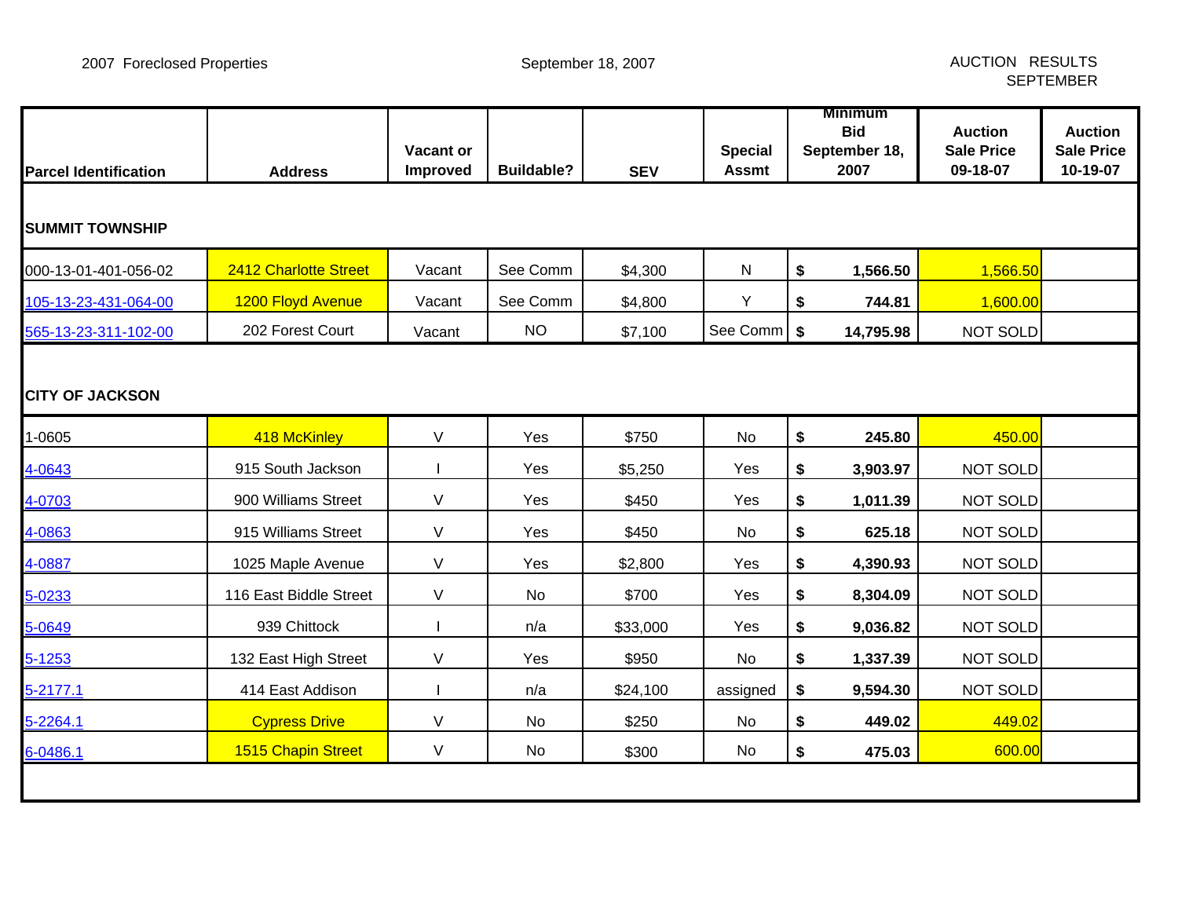2007 Foreclosed Properties

September 18, 2007

AUCTION RESULTS SEPTEMBER

| Parcel Identification | Address | Vacant or Improved | Buildable? | SEV | Special Assmt | Minimum Bid September 18, 2007 | Auction Sale Price 09-18-07 | Auction Sale Price 10-19-07 |
|---|---|---|---|---|---|---|---|---|
| **SUMMIT TOWNSHIP** | | | | | | | | |
| 000-13-01-401-056-02 | 2412 Charlotte Street | Vacant | See Comm | $4,300 | N | $ 1,566.50 | 1,566.50 | |
| 105-13-23-431-064-00 | 1200 Floyd Avenue | Vacant | See Comm | $4,800 | Y | $ 744.81 | 1,600.00 | |
| 565-13-23-311-102-00 | 202 Forest Court | Vacant | NO | $7,100 | See Comm | $ 14,795.98 | NOT SOLD | |
| **CITY OF JACKSON** | | | | | | | | |
| 1-0605 | 418 McKinley | V | Yes | $750 | No | $ 245.80 | 450.00 | |
| 4-0643 | 915 South Jackson | I | Yes | $5,250 | Yes | $ 3,903.97 | NOT SOLD | |
| 4-0703 | 900 Williams Street | V | Yes | $450 | Yes | $ 1,011.39 | NOT SOLD | |
| 4-0863 | 915 Williams Street | V | Yes | $450 | No | $ 625.18 | NOT SOLD | |
| 4-0887 | 1025 Maple Avenue | V | Yes | $2,800 | Yes | $ 4,390.93 | NOT SOLD | |
| 5-0233 | 116 East Biddle Street | V | No | $700 | Yes | $ 8,304.09 | NOT SOLD | |
| 5-0649 | 939 Chittock | I | n/a | $33,000 | Yes | $ 9,036.82 | NOT SOLD | |
| 5-1253 | 132 East High Street | V | Yes | $950 | No | $ 1,337.39 | NOT SOLD | |
| 5-2177.1 | 414 East Addison | I | n/a | $24,100 | assigned | $ 9,594.30 | NOT SOLD | |
| 5-2264.1 | Cypress Drive | V | No | $250 | No | $ 449.02 | 449.02 | |
| 6-0486.1 | 1515 Chapin Street | V | No | $300 | No | $ 475.03 | 600.00 | |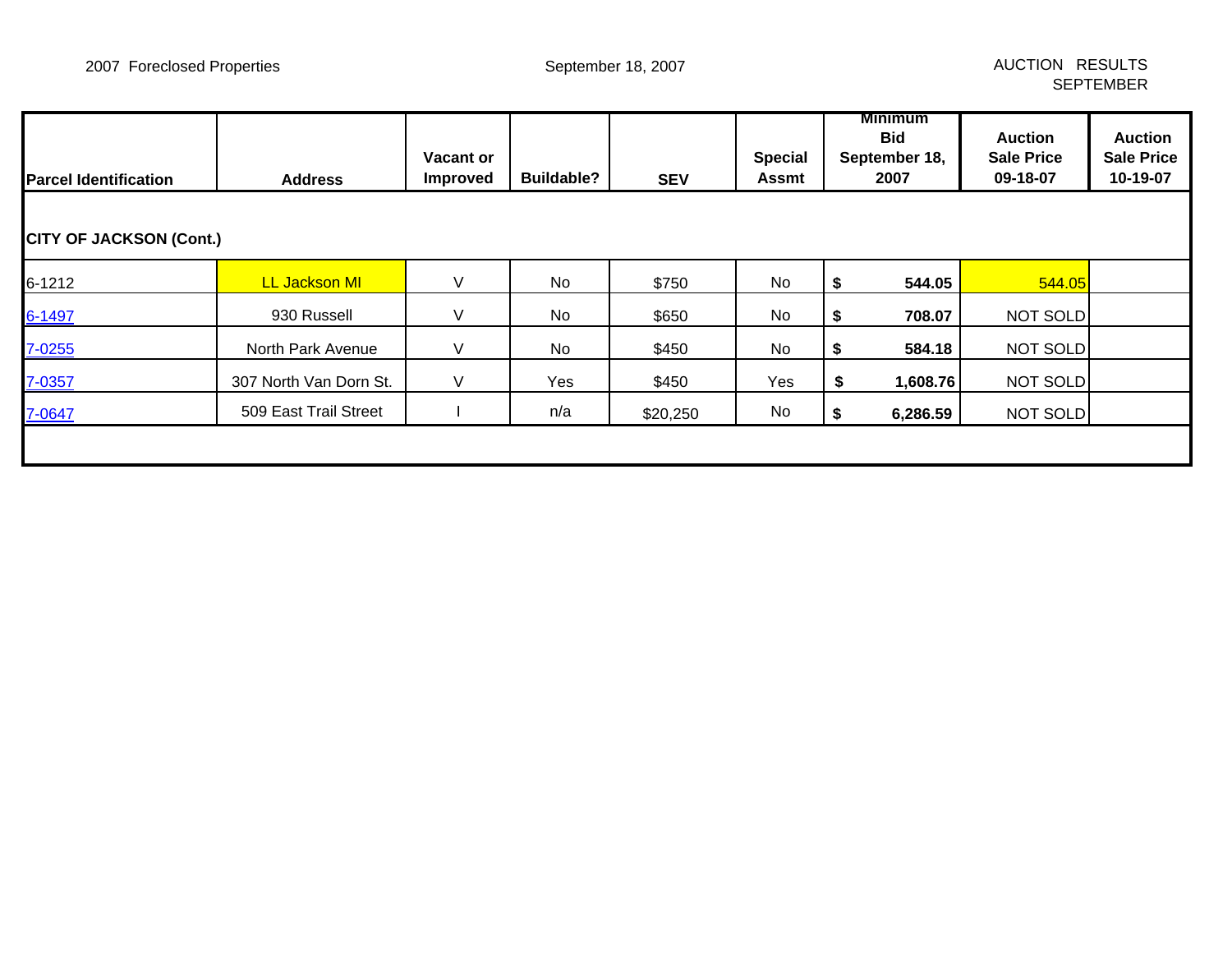2007 Foreclosed Properties

September 18, 2007

AUCTION RESULTS SEPTEMBER

| Parcel Identification | Address | Vacant or Improved | Buildable? | SEV | Special Assmt | Minimum Bid September 18, 2007 | Auction Sale Price 09-18-07 | Auction Sale Price 10-19-07 |
|---|---|---|---|---|---|---|---|---|
| **CITY OF JACKSON (Cont.)** | | | | | | | | |
| 6-1212 | LL Jackson MI | V | No | $750 | No | $ **544.05** | 544.05 | |
| 6-1497 | 930 Russell | V | No | $650 | No | $ **708.07** | NOT SOLD | |
| 7-0255 | North Park Avenue | V | No | $450 | No | $ **584.18** | NOT SOLD | |
| 7-0357 | 307 North Van Dorn St. | V | Yes | $450 | Yes | $ **1,608.76** | NOT SOLD | |
| 7-0647 | 509 East Trail Street | I | n/a | $20,250 | No | $ **6,286.59** | NOT SOLD | |